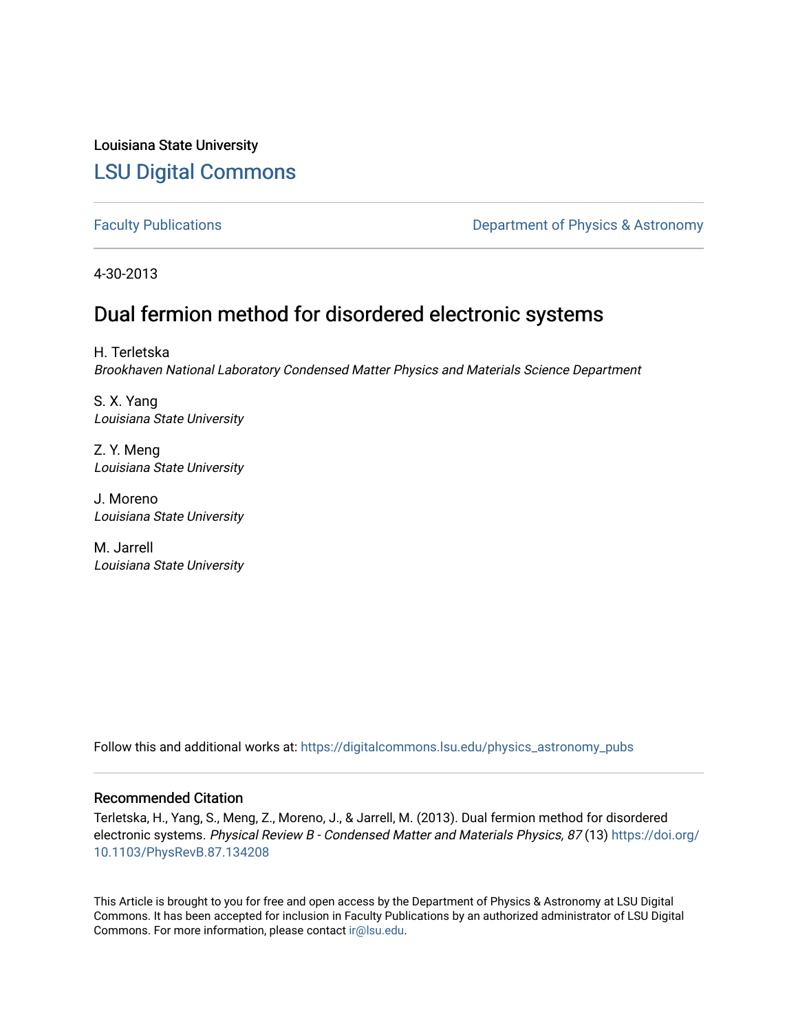Louisiana State University

# LSU Digital Commons

Faculty Publications

Department of Physics & Astronomy

4-30-2013

## Dual fermion method for disordered electronic systems

H. Terletska
*Brookhaven National Laboratory Condensed Matter Physics and Materials Science Department*

S. X. Yang
*Louisiana State University*

Z. Y. Meng
*Louisiana State University*

J. Moreno
*Louisiana State University*

M. Jarrell
*Louisiana State University*

Follow this and additional works at: https://digitalcommons.lsu.edu/physics_astronomy_pubs

### Recommended Citation

Terletska, H., Yang, S., Meng, Z., Moreno, J., & Jarrell, M. (2013). Dual fermion method for disordered electronic systems. *Physical Review B - Condensed Matter and Materials Physics, 87* (13) https://doi.org/10.1103/PhysRevB.87.134208

This Article is brought to you for free and open access by the Department of Physics & Astronomy at LSU Digital Commons. It has been accepted for inclusion in Faculty Publications by an authorized administrator of LSU Digital Commons. For more information, please contact ir@lsu.edu.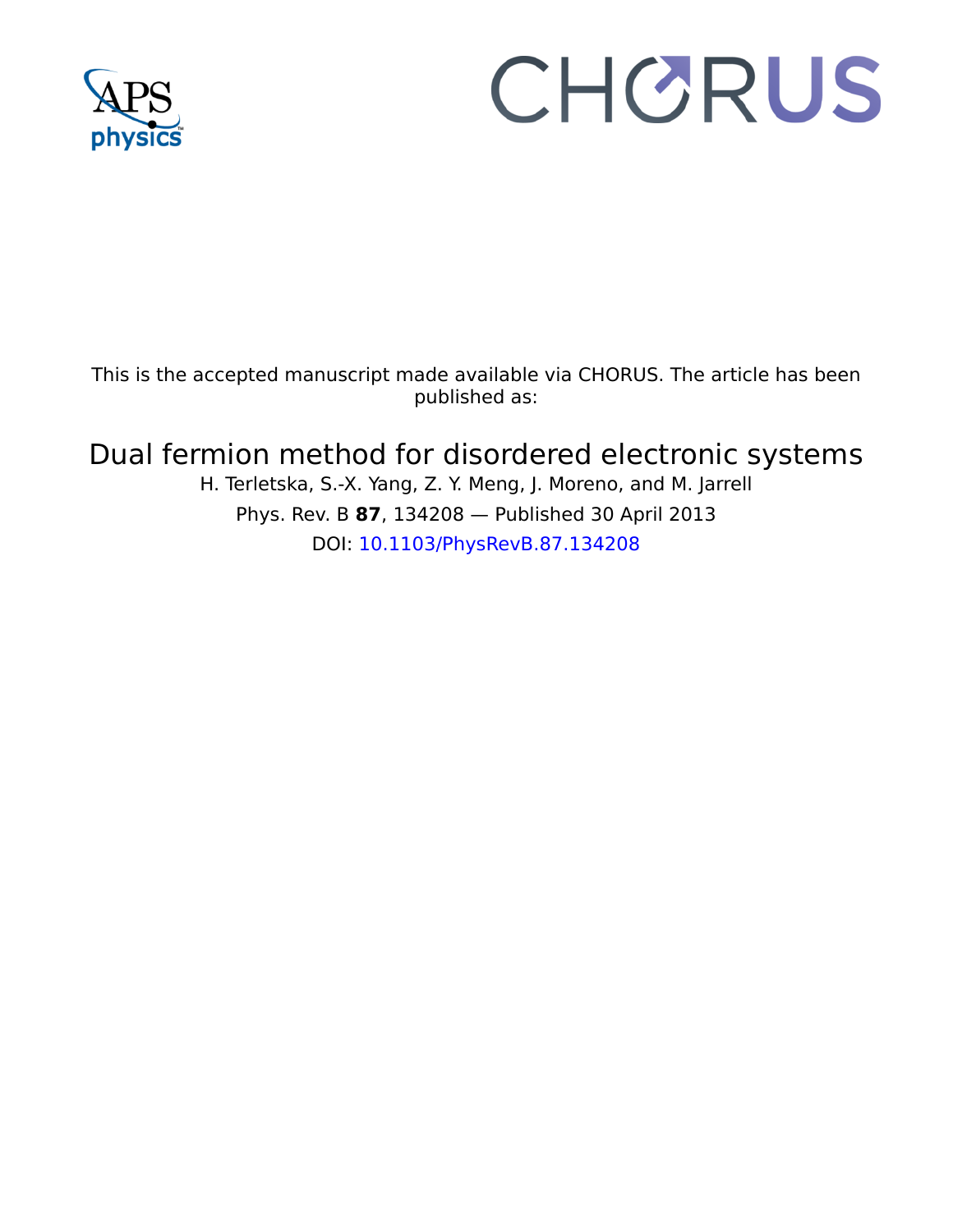This is the accepted manuscript made available via CHORUS. The article has been published as:

# Dual fermion method for disordered electronic systems

H. Terletska, S.-X. Yang, Z. Y. Meng, J. Moreno, and M. Jarrell

Phys. Rev. B **87**, 134208 — Published 30 April 2013

DOI: 10.1103/PhysRevB.87.134208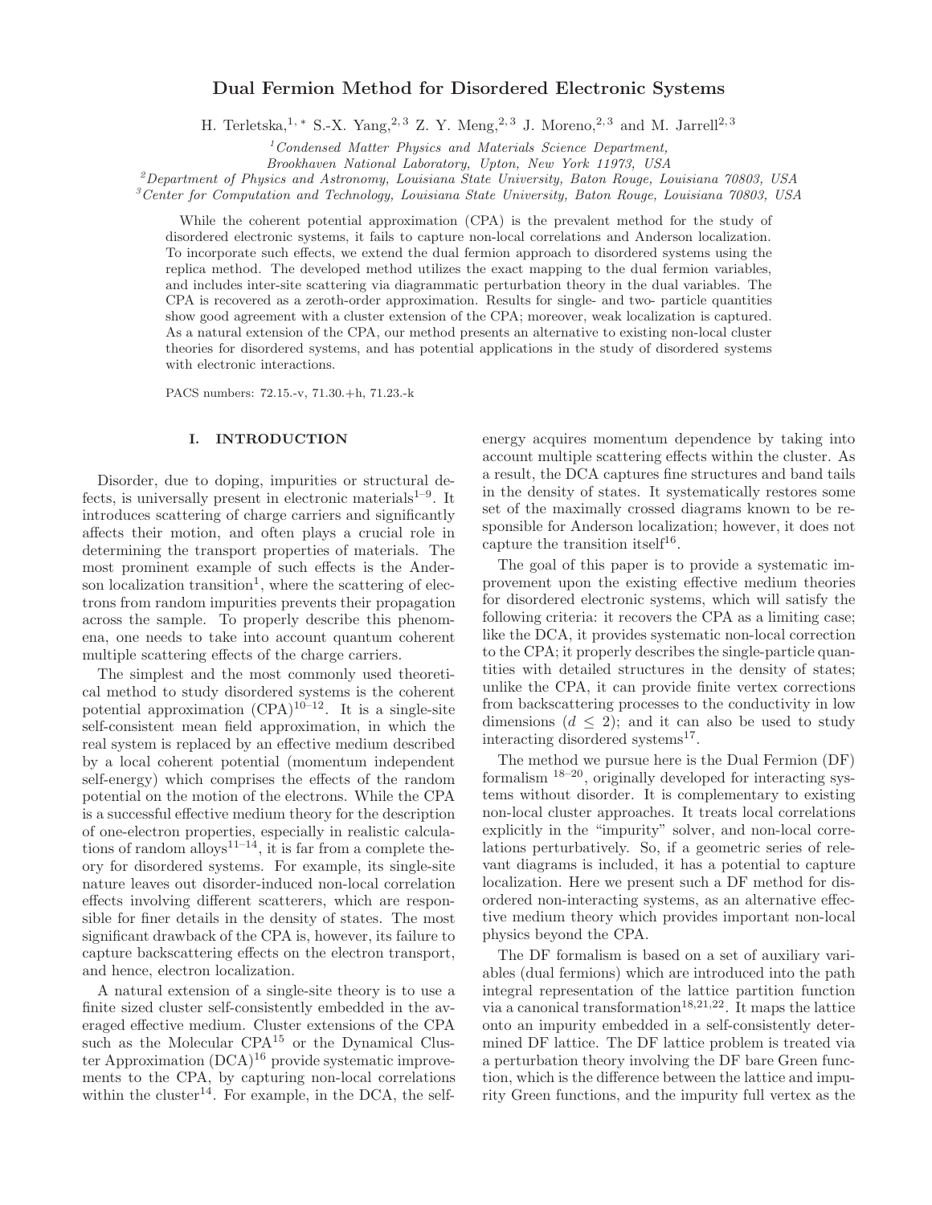# Dual Fermion Method for Disordered Electronic Systems

H. Terletska,[1,*] S.-X. Yang,[2,3] Z. Y. Meng,[2,3] J. Moreno,[2,3] and M. Jarrell[2,3]

[1] *Condensed Matter Physics and Materials Science Department, Brookhaven National Laboratory, Upton, New York 11973, USA*

[2] *Department of Physics and Astronomy, Louisiana State University, Baton Rouge, Louisiana 70803, USA*

[3] *Center for Computation and Technology, Louisiana State University, Baton Rouge, Louisiana 70803, USA*

While the coherent potential approximation (CPA) is the prevalent method for the study of disordered electronic systems, it fails to capture non-local correlations and Anderson localization. To incorporate such effects, we extend the dual fermion approach to disordered systems using the replica method. The developed method utilizes the exact mapping to the dual fermion variables, and includes inter-site scattering via diagrammatic perturbation theory in the dual variables. The CPA is recovered as a zeroth-order approximation. Results for single- and two- particle quantities show good agreement with a cluster extension of the CPA; moreover, weak localization is captured. As a natural extension of the CPA, our method presents an alternative to existing non-local cluster theories for disordered systems, and has potential applications in the study of disordered systems with electronic interactions.

PACS numbers: 72.15.-v, 71.30.+h, 71.23.-k

## I. INTRODUCTION

Disorder, due to doping, impurities or structural defects, is universally present in electronic materials[1–9]. It introduces scattering of charge carriers and significantly affects their motion, and often plays a crucial role in determining the transport properties of materials. The most prominent example of such effects is the Anderson localization transition[1], where the scattering of electrons from random impurities prevents their propagation across the sample. To properly describe this phenomena, one needs to take into account quantum coherent multiple scattering effects of the charge carriers.

The simplest and the most commonly used theoretical method to study disordered systems is the coherent potential approximation (CPA)[10–12]. It is a single-site self-consistent mean field approximation, in which the real system is replaced by an effective medium described by a local coherent potential (momentum independent self-energy) which comprises the effects of the random potential on the motion of the electrons. While the CPA is a successful effective medium theory for the description of one-electron properties, especially in realistic calculations of random alloys[11–14], it is far from a complete theory for disordered systems. For example, its single-site nature leaves out disorder-induced non-local correlation effects involving different scatterers, which are responsible for finer details in the density of states. The most significant drawback of the CPA is, however, its failure to capture backscattering effects on the electron transport, and hence, electron localization.

A natural extension of a single-site theory is to use a finite sized cluster self-consistently embedded in the averaged effective medium. Cluster extensions of the CPA such as the Molecular CPA[15] or the Dynamical Cluster Approximation (DCA)[16] provide systematic improvements to the CPA, by capturing non-local correlations within the cluster[14]. For example, in the DCA, the self-energy acquires momentum dependence by taking into account multiple scattering effects within the cluster. As a result, the DCA captures fine structures and band tails in the density of states. It systematically restores some set of the maximally crossed diagrams known to be responsible for Anderson localization; however, it does not capture the transition itself[16].

The goal of this paper is to provide a systematic improvement upon the existing effective medium theories for disordered electronic systems, which will satisfy the following criteria: it recovers the CPA as a limiting case; like the DCA, it provides systematic non-local correction to the CPA; it properly describes the single-particle quantities with detailed structures in the density of states; unlike the CPA, it can provide finite vertex corrections from backscattering processes to the conductivity in low dimensions ($d \le 2$); and it can also be used to study interacting disordered systems[17].

The method we pursue here is the Dual Fermion (DF) formalism [18–20], originally developed for interacting systems without disorder. It is complementary to existing non-local cluster approaches. It treats local correlations explicitly in the "impurity" solver, and non-local correlations perturbatively. So, if a geometric series of relevant diagrams is included, it has a potential to capture localization. Here we present such a DF method for disordered non-interacting systems, as an alternative effective medium theory which provides important non-local physics beyond the CPA.

The DF formalism is based on a set of auxiliary variables (dual fermions) which are introduced into the path integral representation of the lattice partition function via a canonical transformation[18,21,22]. It maps the lattice onto an impurity embedded in a self-consistently determined DF lattice. The DF lattice problem is treated via a perturbation theory involving the DF bare Green function, which is the difference between the lattice and impurity Green functions, and the impurity full vertex as the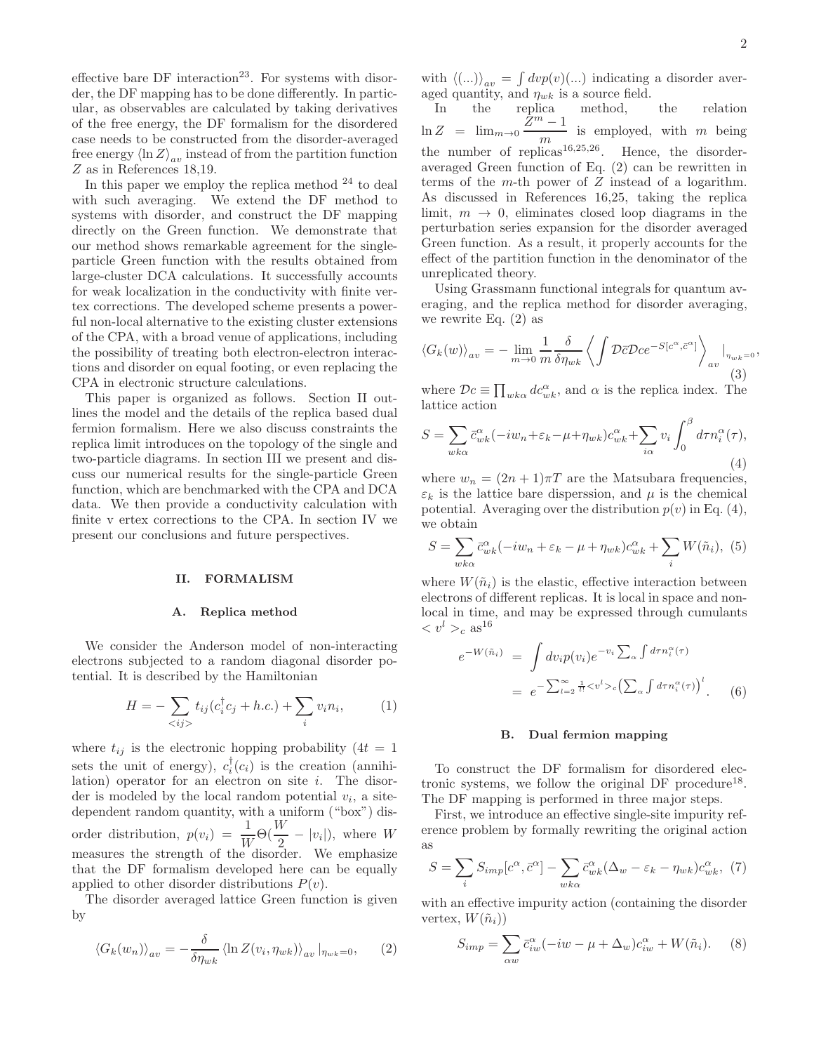effective bare DF interaction[23]. For systems with disorder, the DF mapping has to be done differently. In particular, as observables are calculated by taking derivatives of the free energy, the DF formalism for the disordered case needs to be constructed from the disorder-averaged free energy $\langle \ln Z \rangle_{av}$ instead of from the partition function $Z$ as in References 18,19.

In this paper we employ the replica method [24] to deal with such averaging. We extend the DF method to systems with disorder, and construct the DF mapping directly on the Green function. We demonstrate that our method shows remarkable agreement for the single-particle Green function with the results obtained from large-cluster DCA calculations. It successfully accounts for weak localization in the conductivity with finite vertex corrections. The developed scheme presents a powerful non-local alternative to the existing cluster extensions of the CPA, with a broad venue of applications, including the possibility of treating both electron-electron interactions and disorder on equal footing, or even replacing the CPA in electronic structure calculations.

This paper is organized as follows. Section II outlines the model and the details of the replica based dual fermion formalism. Here we also discuss constraints the replica limit introduces on the topology of the single and two-particle diagrams. In section III we present and discuss our numerical results for the single-particle Green function, which are benchmarked with the CPA and DCA data. We then provide a conductivity calculation with finite v ertex corrections to the CPA. In section IV we present our conclusions and future perspectives.

## II. FORMALISM

### A. Replica method

We consider the Anderson model of non-interacting electrons subjected to a random diagonal disorder potential. It is described by the Hamiltonian

$$H = -\sum_{<ij>} t_{ij}(c_i^\dagger c_j + h.c.) + \sum_i v_i n_i, \qquad (1)$$

where $t_{ij}$ is the electronic hopping probability ($4t = 1$ sets the unit of energy), $c_i^\dagger (c_i)$ is the creation (annihilation) operator for an electron on site $i$. The disorder is modeled by the local random potential $v_i$, a site-dependent random quantity, with a uniform ("box") disorder distribution, $p(v_i) = \frac{1}{W}\Theta(\frac{W}{2} - |v_i|)$, where $W$ measures the strength of the disorder. We emphasize that the DF formalism developed here can be equally applied to other disorder distributions $P(v)$.

The disorder averaged lattice Green function is given by

$$\langle G_k(w_n) \rangle_{av} = -\frac{\delta}{\delta \eta_{wk}} \langle \ln Z(v_i, \eta_{wk}) \rangle_{av} |_{\eta_{wk}=0}, \qquad (2)$$

with $\langle (...) \rangle_{av} = \int dv p(v)(...)$ indicating a disorder averaged quantity, and $\eta_{wk}$ is a source field.

In the replica method, the relation $\ln Z = \lim_{m\to 0} \dfrac{Z^m - 1}{m}$ is employed, with $m$ being the number of replicas[16,25,26]. Hence, the disorder-averaged Green function of Eq. (2) can be rewritten in terms of the $m$-th power of $Z$ instead of a logarithm. As discussed in References 16,25, taking the replica limit, $m \to 0$, eliminates closed loop diagrams in the perturbation series expansion for the disorder averaged Green function. As a result, it properly accounts for the effect of the partition function in the denominator of the unreplicated theory.

Using Grassmann functional integrals for quantum averaging, and the replica method for disorder averaging, we rewrite Eq. (2) as

$$\langle G_k(w) \rangle_{av} = -\lim_{m\to 0} \frac{1}{m} \frac{\delta}{\delta \eta_{wk}} \left\langle \int \mathcal{D}\bar{c}\mathcal{D}c e^{-S[c^\alpha, \bar{c}^\alpha]} \right\rangle_{av} |_{\eta_{wk}=0}, \qquad (3)$$

where $\mathcal{D}c \equiv \prod_{wk\alpha} dc^\alpha_{wk}$, and $\alpha$ is the replica index. The lattice action

$$S = \sum_{wk\alpha} \bar{c}^\alpha_{wk}(-iw_n + \varepsilon_k - \mu + \eta_{wk})c^\alpha_{wk} + \sum_{i\alpha} v_i \int_0^\beta d\tau n_i^\alpha(\tau), \qquad (4)$$

where $w_n = (2n+1)\pi T$ are the Matsubara frequencies, $\varepsilon_k$ is the lattice bare disperssion, and $\mu$ is the chemical potential. Averaging over the distribution $p(v)$ in Eq. (4), we obtain

$$S = \sum_{wk\alpha} \bar{c}^\alpha_{wk}(-iw_n + \varepsilon_k - \mu + \eta_{wk})c^\alpha_{wk} + \sum_i W(\tilde{n}_i), \qquad (5)$$

where $W(\tilde{n}_i)$ is the elastic, effective interaction between electrons of different replicas. It is local in space and nonlocal in time, and may be expressed through cumulants $< v^l >_c$ as[16]

$$\begin{aligned} e^{-W(\tilde{n}_i)} &= \int dv_i p(v_i) e^{-v_i \sum_\alpha \int d\tau n_i^\alpha(\tau)} \\ &= e^{-\sum_{l=2}^\infty \frac{1}{l!} <v^l>_c \left(\sum_\alpha \int d\tau n_i^\alpha(\tau)\right)^l}. \end{aligned} \qquad (6)$$

### B. Dual fermion mapping

To construct the DF formalism for disordered electronic systems, we follow the original DF procedure[18]. The DF mapping is performed in three major steps.

First, we introduce an effective single-site impurity reference problem by formally rewriting the original action as

$$S = \sum_i S_{imp}[c^\alpha, \bar{c}^\alpha] - \sum_{wk\alpha} \bar{c}^\alpha_{wk}(\Delta_w - \varepsilon_k - \eta_{wk})c^\alpha_{wk}, \qquad (7)$$

with an effective impurity action (containing the disorder vertex, $W(\tilde{n}_i)$)

$$S_{imp} = \sum_{\alpha w} \bar{c}^\alpha_{iw}(-iw - \mu + \Delta_w)c^\alpha_{iw} + W(\tilde{n}_i). \qquad (8)$$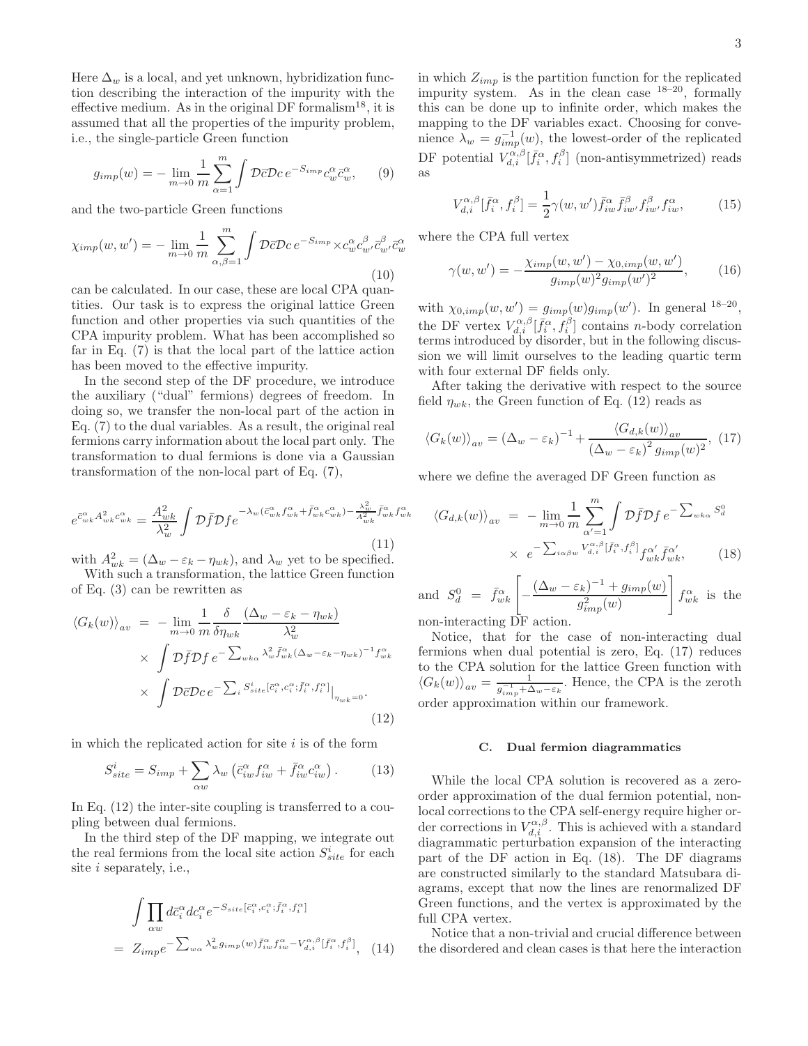Here $\Delta_w$ is a local, and yet unknown, hybridization function describing the interaction of the impurity with the effective medium. As in the original DF formalism[18], it is assumed that all the properties of the impurity problem, i.e., the single-particle Green function

$$g_{imp}(w) = -\lim_{m\to 0}\frac{1}{m}\sum_{\alpha=1}^{m}\int \mathcal{D}\bar{c}\mathcal{D}c\, e^{-S_{imp}} c_w^{\alpha}\bar{c}_w^{\alpha}, \qquad (9)$$

and the two-particle Green functions

$$\chi_{imp}(w,w') = -\lim_{m\to 0}\frac{1}{m}\sum_{\alpha,\beta=1}^{m}\int \mathcal{D}\bar{c}\mathcal{D}c\, e^{-S_{imp}} \times c_w^{\alpha}c_{w'}^{\beta}\bar{c}_{w'}^{\beta}\bar{c}_w^{\alpha} \qquad (10)$$

can be calculated. In our case, these are local CPA quantities. Our task is to express the original lattice Green function and other properties via such quantities of the CPA impurity problem. What has been accomplished so far in Eq. (7) is that the local part of the lattice action has been moved to the effective impurity.

In the second step of the DF procedure, we introduce the auxiliary ("dual" fermions) degrees of freedom. In doing so, we transfer the non-local part of the action in Eq. (7) to the dual variables. As a result, the original real fermions carry information about the local part only. The transformation to dual fermions is done via a Gaussian transformation of the non-local part of Eq. (7),

$$e^{\bar{c}_{wk}^{\alpha}A_{wk}^2 c_{wk}^{\alpha}} = \frac{A_{wk}^2}{\lambda_w^2}\int \mathcal{D}\bar{f}\mathcal{D}f e^{-\lambda_w(\bar{c}_{wk}^{\alpha}f_{wk}^{\alpha}+\bar{f}_{wk}^{\alpha}c_{wk}^{\alpha})-\frac{\lambda_w^2}{A_{wk}^2}\bar{f}_{wk}^{\alpha}f_{wk}^{\alpha}} \qquad (11)$$

with $A_{wk}^2 = (\Delta_w - \varepsilon_k - \eta_{wk})$, and $\lambda_w$ yet to be specified.

With such a transformation, the lattice Green function of Eq. (3) can be rewritten as

$$\begin{aligned}\langle G_k(w)\rangle_{av} &= -\lim_{m\to 0}\frac{1}{m}\frac{\delta}{\delta\eta_{wk}}\frac{(\Delta_w-\varepsilon_k-\eta_{wk})}{\lambda_w^2}\\ &\times \int \mathcal{D}\bar{f}\mathcal{D}f\, e^{-\sum_{wk\alpha}\lambda_w^2\bar{f}_{wk}^{\alpha}(\Delta_w-\varepsilon_k-\eta_{wk})^{-1}f_{wk}^{\alpha}}\\ &\times \int \mathcal{D}\bar{c}\mathcal{D}c\, e^{-\sum_i S_{site}^i[\bar{c}_i^{\alpha},c_i^{\alpha};\bar{f}_i^{\alpha},f_i^{\alpha}]}\Big|_{\eta_{wk}=0}.\end{aligned} \qquad (12)$$

in which the replicated action for site $i$ is of the form

$$S_{site}^i = S_{imp} + \sum_{\alpha w}\lambda_w\left(\bar{c}_{iw}^{\alpha}f_{iw}^{\alpha} + \bar{f}_{iw}^{\alpha}c_{iw}^{\alpha}\right). \qquad (13)$$

In Eq. (12) the inter-site coupling is transferred to a coupling between dual fermions.

In the third step of the DF mapping, we integrate out the real fermions from the local site action $S_{site}^i$ for each site $i$ separately, i.e.,

$$\begin{aligned}&\int\prod_{\alpha w}d\bar{c}_i^{\alpha}dc_i^{\alpha}e^{-S_{site}[\bar{c}_i^{\alpha},c_i^{\alpha};\bar{f}_i^{\alpha},f_i^{\alpha}]}\\ &= Z_{imp}e^{-\sum_{w\alpha}\lambda_w^2 g_{imp}(w)\bar{f}_{iw}^{\alpha}f_{iw}^{\alpha} - V_{d,i}^{\alpha,\beta}[\bar{f}_i^{\alpha},f_i^{\beta}]},\end{aligned} \qquad (14)$$

in which $Z_{imp}$ is the partition function for the replicated impurity system. As in the clean case [18–20], formally this can be done up to infinite order, which makes the mapping to the DF variables exact. Choosing for convenience $\lambda_w = g_{imp}^{-1}(w)$, the lowest-order of the replicated DF potential $V_{d,i}^{\alpha,\beta}[\bar{f}_i^{\alpha},f_i^{\beta}]$ (non-antisymmetrized) reads as

$$V_{d,i}^{\alpha,\beta}[\bar{f}_i^{\alpha},f_i^{\beta}] = \frac{1}{2}\gamma(w,w')\bar{f}_{iw}^{\alpha}\bar{f}_{iw'}^{\beta}f_{iw'}^{\beta}f_{iw}^{\alpha}, \qquad (15)$$

where the CPA full vertex

$$\gamma(w,w') = -\frac{\chi_{imp}(w,w') - \chi_{0,imp}(w,w')}{g_{imp}(w)^2 g_{imp}(w')^2}, \qquad (16)$$

with $\chi_{0,imp}(w,w') = g_{imp}(w)g_{imp}(w')$. In general [18–20], the DF vertex $V_{d,i}^{\alpha,\beta}[\bar{f}_i^{\alpha},f_i^{\beta}]$ contains $n$-body correlation terms introduced by disorder, but in the following discussion we will limit ourselves to the leading quartic term with four external DF fields only.

After taking the derivative with respect to the source field $\eta_{wk}$, the Green function of Eq. (12) reads as

$$\langle G_k(w)\rangle_{av} = (\Delta_w - \varepsilon_k)^{-1} + \frac{\langle G_{d,k}(w)\rangle_{av}}{(\Delta_w-\varepsilon_k)^2 g_{imp}(w)^2}, \qquad (17)$$

where we define the averaged DF Green function as

$$\begin{aligned}\langle G_{d,k}(w)\rangle_{av} &= -\lim_{m\to 0}\frac{1}{m}\sum_{\alpha'=1}^{m}\int \mathcal{D}\bar{f}\mathcal{D}f\, e^{-\sum_{wk\alpha}S_d^0}\\ &\times\ e^{-\sum_{i\alpha\beta w}V_{d,i}^{\alpha,\beta}[\bar{f}_i^{\alpha},f_i^{\beta}]}f_{wk}^{\alpha'}\bar{f}_{wk}^{\alpha'},\end{aligned} \qquad (18)$$

and $S_d^0 = \bar{f}_{wk}^{\alpha}\left[-\frac{(\Delta_w-\varepsilon_k)^{-1}+g_{imp}(w)}{g_{imp}^2(w)}\right]f_{wk}^{\alpha}$ is the non-interacting DF action.

Notice, that for the case of non-interacting dual fermions when dual potential is zero, Eq. (17) reduces to the CPA solution for the lattice Green function with $\langle G_k(w)\rangle_{av} = \frac{1}{g_{imp}^{-1}+\Delta_w-\varepsilon_k}$. Hence, the CPA is the zeroth order approximation within our framework.

### C. Dual fermion diagrammatics

While the local CPA solution is recovered as a zero-order approximation of the dual fermion potential, nonlocal corrections to the CPA self-energy require higher order corrections in $V_{d,i}^{\alpha,\beta}$. This is achieved with a standard diagrammatic perturbation expansion of the interacting part of the DF action in Eq. (18). The DF diagrams are constructed similarly to the standard Matsubara diagrams, except that now the lines are renormalized DF Green functions, and the vertex is approximated by the full CPA vertex.

Notice that a non-trivial and crucial difference between the disordered and clean cases is that here the interaction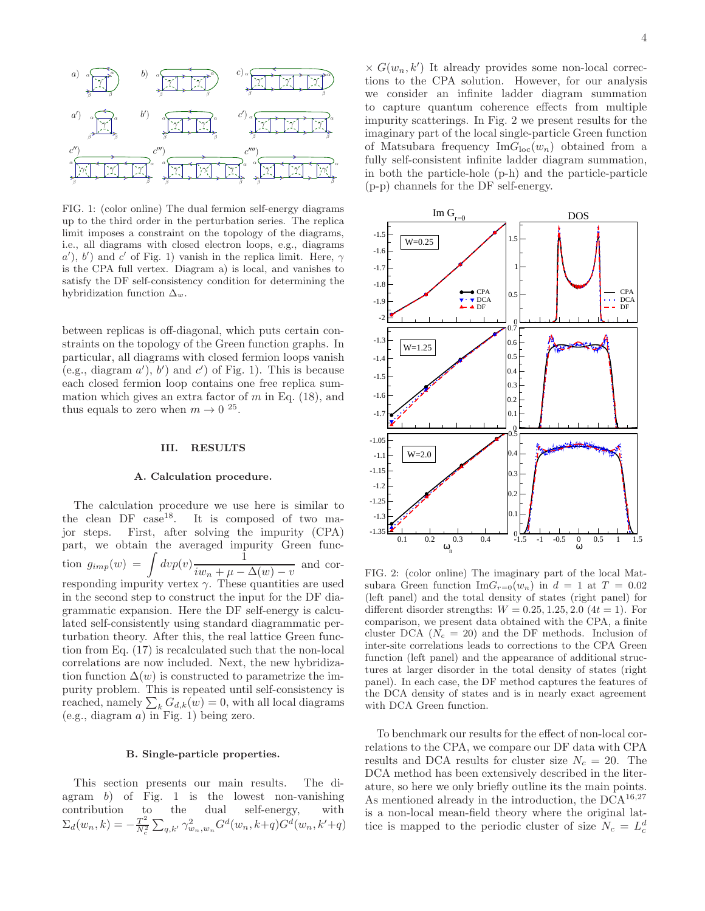FIG. 1: (color online) The dual fermion self-energy diagrams up to the third order in the perturbation series. The replica limit imposes a constraint on the topology of the diagrams, i.e., all diagrams with closed electron loops, e.g., diagrams $a')$, $b')$ and $c'$ of Fig. 1) vanish in the replica limit. Here, $\gamma$ is the CPA full vertex. Diagram a) is local, and vanishes to satisfy the DF self-consistency condition for determining the hybridization function $\Delta_w$.

between replicas is off-diagonal, which puts certain constraints on the topology of the Green function graphs. In particular, all diagrams with closed fermion loops vanish (e.g., diagram $a')$, $b')$ and $c')$ of Fig. 1). This is because each closed fermion loop contains one free replica summation which gives an extra factor of $m$ in Eq. (18), and thus equals to zero when $m \to 0$ [25].

## III. RESULTS

### A. Calculation procedure.

The calculation procedure we use here is similar to the clean DF case[18]. It is composed of two major steps. First, after solving the impurity (CPA) part, we obtain the averaged impurity Green function $g_{imp}(w) = \int dvp(v) \frac{1}{iw_n + \mu - \Delta(w) - v}$ and corresponding impurity vertex $\gamma$. These quantities are used in the second step to construct the input for the DF diagrammatic expansion. Here the DF self-energy is calculated self-consistently using standard diagrammatic perturbation theory. After this, the real lattice Green function from Eq. (17) is recalculated such that the non-local correlations are now included. Next, the new hybridization function $\Delta(w)$ is constructed to parametrize the impurity problem. This is repeated until self-consistency is reached, namely $\sum_k G_{d,k}(w) = 0$, with all local diagrams (e.g., diagram $a$) in Fig. 1) being zero.

### B. Single-particle properties.

This section presents our main results. The diagram $b)$ of Fig. 1 is the lowest non-vanishing contribution to the dual self-energy, with $\Sigma_d(w_n, k) = -\frac{T^2}{N_c^2} \sum_{q,k'} \gamma^2_{w_n,w_n} G^d(w_n, k+q) G^d(w_n, k'+q) \times G(w_n, k')$ It already provides some non-local corrections to the CPA solution. However, for our analysis we consider an infinite ladder diagram summation to capture quantum coherence effects from multiple impurity scatterings. In Fig. 2 we present results for the imaginary part of the local single-particle Green function of Matsubara frequency $\mathrm{Im}G_{\mathrm{loc}}(w_n)$ obtained from a fully self-consistent infinite ladder diagram summation, in both the particle-hole (p-h) and the particle-particle (p-p) channels for the DF self-energy.

FIG. 2: (color online) The imaginary part of the local Matsubara Green function $\mathrm{Im}G_{r=0}(w_n)$ in $d = 1$ at $T = 0.02$ (left panel) and the total density of states (right panel) for different disorder strengths: $W = 0.25, 1.25, 2.0$ ($4t = 1$). For comparison, we present data obtained with the CPA, a finite cluster DCA ($N_c = 20$) and the DF methods. Inclusion of inter-site correlations leads to corrections to the CPA Green function (left panel) and the appearance of additional structures at larger disorder in the total density of states (right panel). In each case, the DF method captures the features of the DCA density of states and is in nearly exact agreement with DCA Green function.

To benchmark our results for the effect of non-local correlations to the CPA, we compare our DF data with CPA results and DCA results for cluster size $N_c = 20$. The DCA method has been extensively described in the literature, so here we only briefly outline its the main points. As mentioned already in the introduction, the DCA[16,27] is a non-local mean-field theory where the original lattice is mapped to the periodic cluster of size $N_c = L_c^d$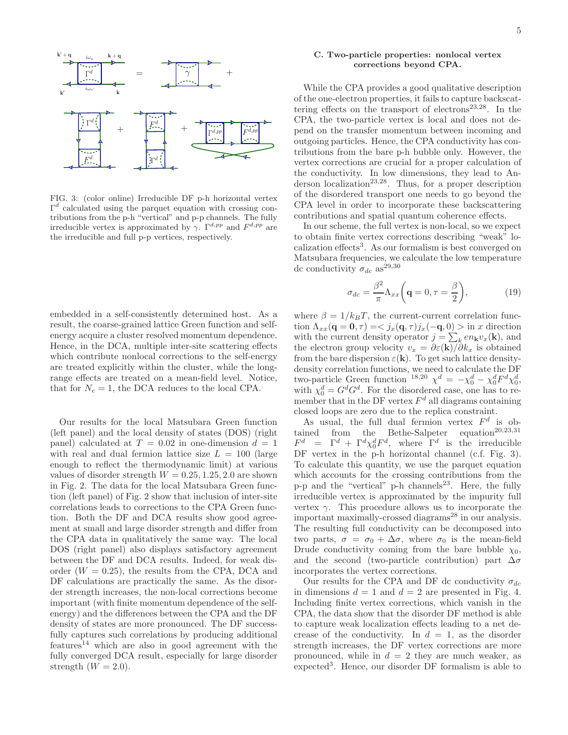FIG. 3: (color online) Irreducible DF p-h horizontal vertex $\Gamma^d$ calculated using the parquet equation with crossing contributions from the p-h "vertical" and p-p channels. The fully irreducible vertex is approximated by $\gamma$. $\Gamma^{d,pp}$ and $F^{d,pp}$ are the irreducible and full p-p vertices, respectively.

embedded in a self-consistently determined host. As a result, the coarse-grained lattice Green function and self-energy acquire a cluster resolved momentum dependence. Hence, in the DCA, multiple inter-site scattering effects which contribute nonlocal corrections to the self-energy are treated explicitly within the cluster, while the long-range effects are treated on a mean-field level. Notice, that for $N_c = 1$, the DCA reduces to the local CPA.

Our results for the local Matsubara Green function (left panel) and the local density of states (DOS) (right panel) calculated at $T = 0.02$ in one-dimension $d = 1$ with real and dual fermion lattice size $L = 100$ (large enough to reflect the thermodynamic limit) at various values of disorder strength $W = 0.25, 1.25, 2.0$ are shown in Fig. 2. The data for the local Matsubara Green function (left panel) of Fig. 2 show that inclusion of inter-site correlations leads to corrections to the CPA Green function. Both the DF and DCA results show good agreement at small and large disorder strength and differ from the CPA data in qualitatively the same way. The local DOS (right panel) also displays satisfactory agreement between the DF and DCA results. Indeed, for weak disorder ($W = 0.25$), the results from the CPA, DCA and DF calculations are practically the same. As the disorder strength increases, the non-local corrections become important (with finite momentum dependence of the self-energy) and the differences between the CPA and the DF density of states are more pronounced. The DF successfully captures such correlations by producing additional features[14] which are also in good agreement with the fully converged DCA result, especially for large disorder strength ($W = 2.0$).

### C. Two-particle properties: nonlocal vertex corrections beyond CPA.

While the CPA provides a good qualitative description of the one-electron properties, it fails to capture backscattering effects on the transport of electrons[23,28]. In the CPA, the two-particle vertex is local and does not depend on the transfer momentum between incoming and outgoing particles. Hence, the CPA conductivity has contributions from the bare p-h bubble only. However, the vertex corrections are crucial for a proper calculation of the conductivity. In low dimensions, they lead to Anderson localization[23,28]. Thus, for a proper description of the disordered transport one needs to go beyond the CPA level in order to incorporate these backscattering contributions and spatial quantum coherence effects.

In our scheme, the full vertex is non-local, so we expect to obtain finite vertex corrections describing "weak" localization effects[3]. As our formalism is best converged on Matsubara frequencies, we calculate the low temperature dc conductivity $\sigma_{dc}$ as[29,30]

$$\sigma_{dc} = \frac{\beta^2}{\pi}\Lambda_{xx}\left(\mathbf{q}=0, \tau=\frac{\beta}{2}\right), \tag{19}$$

where $\beta = 1/k_B T$, the current-current correlation function $\Lambda_{xx}(\mathbf{q}=\mathbf{0},\tau) =< j_x(\mathbf{q},\tau) j_x(-\mathbf{q},0) >$ in $x$ direction with the current density operator $j = \sum_k e n_{\mathbf{k}} v_x(\mathbf{k})$, and the electron group velocity $v_x = \partial\varepsilon(\mathbf{k})/\partial k_x$ is obtained from the bare dispersion $\varepsilon(\mathbf{k})$. To get such lattice density-density correlation functions, we need to calculate the DF two-particle Green function [18,20] $\chi^d = -\chi_0^d - \chi_0^d F^d \chi_0^d$, with $\chi_0^d = G^d G^d$. For the disordered case, one has to remember that in the DF vertex $F^d$ all diagrams containing closed loops are zero due to the replica constraint.

As usual, the full dual fermion vertex $F^d$ is obtained from the Bethe-Salpeter equation[20,23,31] $F^d = \Gamma^d + \Gamma^d \chi_0^d F^d$, where $\Gamma^d$ is the irreducible DF vertex in the p-h horizontal channel (c.f. Fig. 3). To calculate this quantity, we use the parquet equation which accounts for the crossing contributions from the p-p and the "vertical" p-h channels[23]. Here, the fully irreducible vertex is approximated by the impurity full vertex $\gamma$. This procedure allows us to incorporate the important maximally-crossed diagrams[28] in our analysis. The resulting full conductivity can be decomposed into two parts, $\sigma = \sigma_0 + \Delta\sigma$, where $\sigma_0$ is the mean-field Drude conductivity coming from the bare bubble $\chi_0$, and the second (two-particle contribution) part $\Delta\sigma$ incorporates the vertex corrections.

Our results for the CPA and DF dc conductivity $\sigma_{dc}$ in dimensions $d = 1$ and $d = 2$ are presented in Fig. 4. Including finite vertex corrections, which vanish in the CPA, the data show that the disorder DF method is able to capture weak localization effects leading to a net decrease of the conductivity. In $d = 1$, as the disorder strength increases, the DF vertex corrections are more pronounced, while in $d = 2$ they are much weaker, as expected[3]. Hence, our disorder DF formalism is able to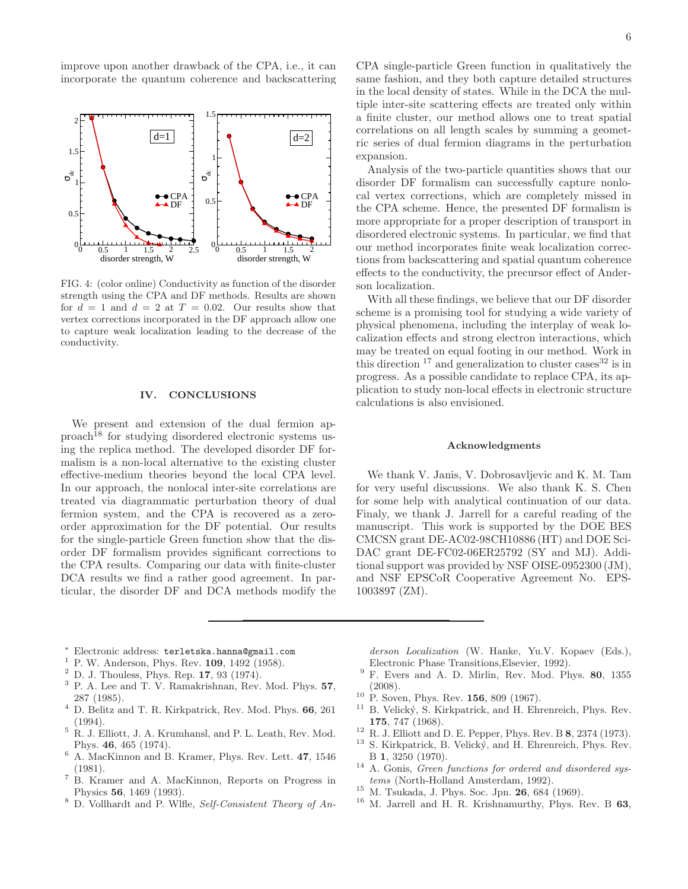improve upon another drawback of the CPA, i.e., it can incorporate the quantum coherence and backscattering

FIG. 4: (color online) Conductivity as function of the disorder strength using the CPA and DF methods. Results are shown for $d = 1$ and $d = 2$ at $T = 0.02$. Our results show that vertex corrections incorporated in the DF approach allow one to capture weak localization leading to the decrease of the conductivity.

## IV. CONCLUSIONS

We present and extension of the dual fermion approach[18] for studying disordered electronic systems using the replica method. The developed disorder DF formalism is a non-local alternative to the existing cluster effective-medium theories beyond the local CPA level. In our approach, the nonlocal inter-site correlations are treated via diagrammatic perturbation theory of dual fermion system, and the CPA is recovered as a zero-order approximation for the DF potential. Our results for the single-particle Green function show that the disorder DF formalism provides significant corrections to the CPA results. Comparing our data with finite-cluster DCA results we find a rather good agreement. In particular, the disorder DF and DCA methods modify the CPA single-particle Green function in qualitatively the same fashion, and they both capture detailed structures in the local density of states. While in the DCA the multiple inter-site scattering effects are treated only within a finite cluster, our method allows one to treat spatial correlations on all length scales by summing a geometric series of dual fermion diagrams in the perturbation expansion.

Analysis of the two-particle quantities shows that our disorder DF formalism can successfully capture nonlocal vertex corrections, which are completely missed in the CPA scheme. Hence, the presented DF formalism is more appropriate for a proper description of transport in disordered electronic systems. In particular, we find that our method incorporates finite weak localization corrections from backscattering and spatial quantum coherence effects to the conductivity, the precursor effect of Anderson localization.

With all these findings, we believe that our DF disorder scheme is a promising tool for studying a wide variety of physical phenomena, including the interplay of weak localization effects and strong electron interactions, which may be treated on equal footing in our method. Work in this direction [17] and generalization to cluster cases[32] is in progress. As a possible candidate to replace CPA, its application to study non-local effects in electronic structure calculations is also envisioned.

### Acknowledgments

We thank V. Janis, V. Dobrosavljevic and K. M. Tam for very useful discussions. We also thank K. S. Chen for some help with analytical continuation of our data. Finaly, we thank J. Jarrell for a careful reading of the manuscript. This work is supported by the DOE BES CMCSN grant DE-AC02-98CH10886 (HT) and DOE SciDAC grant DE-FC02-06ER25792 (SY and MJ). Additional support was provided by NSF OISE-0952300 (JM), and NSF EPSCoR Cooperative Agreement No. EPS-1003897 (ZM).

---

[*] Electronic address: terletska.hanna@gmail.com
[1] P. W. Anderson, Phys. Rev. **109**, 1492 (1958).
[2] D. J. Thouless, Phys. Rep. **17**, 93 (1974).
[3] P. A. Lee and T. V. Ramakrishnan, Rev. Mod. Phys. **57**, 287 (1985).
[4] D. Belitz and T. R. Kirkpatrick, Rev. Mod. Phys. **66**, 261 (1994).
[5] R. J. Elliott, J. A. Krumhansl, and P. L. Leath, Rev. Mod. Phys. **46**, 465 (1974).
[6] A. MacKinnon and B. Kramer, Phys. Rev. Lett. **47**, 1546 (1981).
[7] B. Kramer and A. MacKinnon, Reports on Progress in Physics **56**, 1469 (1993).
[8] D. Vollhardt and P. Wlfle, *Self-Consistent Theory of Anderson Localization* (W. Hanke, Yu.V. Kopaev (Eds.), Electronic Phase Transitions,Elsevier, 1992).
[9] F. Evers and A. D. Mirlin, Rev. Mod. Phys. **80**, 1355 (2008).
[10] P. Soven, Phys. Rev. **156**, 809 (1967).
[11] B. Velický, S. Kirkpatrick, and H. Ehrenreich, Phys. Rev. **175**, 747 (1968).
[12] R. J. Elliott and D. E. Pepper, Phys. Rev. B **8**, 2374 (1973).
[13] S. Kirkpatrick, B. Velický, and H. Ehrenreich, Phys. Rev. B **1**, 3250 (1970).
[14] A. Gonis, *Green functions for ordered and disordered systems* (North-Holland Amsterdam, 1992).
[15] M. Tsukada, J. Phys. Soc. Jpn. **26**, 684 (1969).
[16] M. Jarrell and H. R. Krishnamurthy, Phys. Rev. B **63**,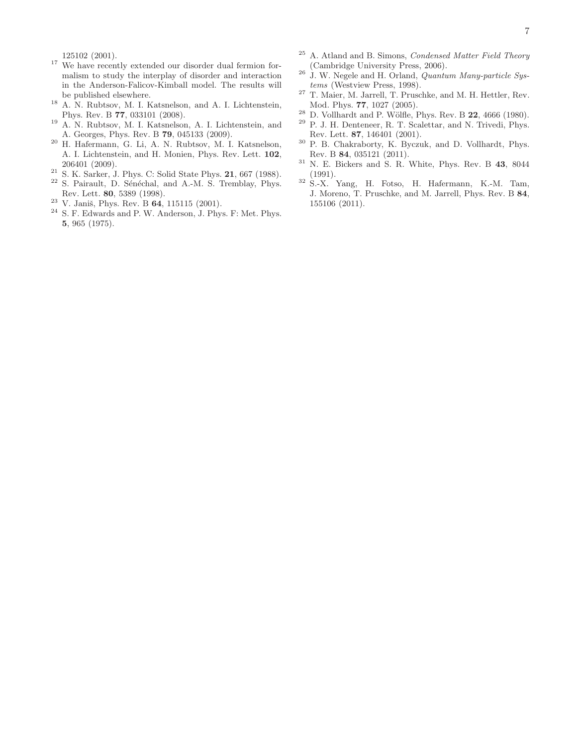125102 (2001).

[17] We have recently extended our disorder dual fermion formalism to study the interplay of disorder and interaction in the Anderson-Falicov-Kimball model. The results will be published elsewhere.

[18] A. N. Rubtsov, M. I. Katsnelson, and A. I. Lichtenstein, Phys. Rev. B **77**, 033101 (2008).

[19] A. N. Rubtsov, M. I. Katsnelson, A. I. Lichtenstein, and A. Georges, Phys. Rev. B **79**, 045133 (2009).

[20] H. Hafermann, G. Li, A. N. Rubtsov, M. I. Katsnelson, A. I. Lichtenstein, and H. Monien, Phys. Rev. Lett. **102**, 206401 (2009).

[21] S. K. Sarker, J. Phys. C: Solid State Phys. **21**, 667 (1988).

[22] S. Pairault, D. Sénéchal, and A.-M. S. Tremblay, Phys. Rev. Lett. **80**, 5389 (1998).

[23] V. Janiš, Phys. Rev. B **64**, 115115 (2001).

[24] S. F. Edwards and P. W. Anderson, J. Phys. F: Met. Phys. **5**, 965 (1975).

[25] A. Atland and B. Simons, *Condensed Matter Field Theory* (Cambridge University Press, 2006).

[26] J. W. Negele and H. Orland, *Quantum Many-particle Systems* (Westview Press, 1998).

[27] T. Maier, M. Jarrell, T. Pruschke, and M. H. Hettler, Rev. Mod. Phys. **77**, 1027 (2005).

[28] D. Vollhardt and P. Wölfle, Phys. Rev. B **22**, 4666 (1980).

[29] P. J. H. Denteneer, R. T. Scalettar, and N. Trivedi, Phys. Rev. Lett. **87**, 146401 (2001).

[30] P. B. Chakraborty, K. Byczuk, and D. Vollhardt, Phys. Rev. B **84**, 035121 (2011).

[31] N. E. Bickers and S. R. White, Phys. Rev. B **43**, 8044 (1991).

[32] S.-X. Yang, H. Fotso, H. Hafermann, K.-M. Tam, J. Moreno, T. Pruschke, and M. Jarrell, Phys. Rev. B **84**, 155106 (2011).